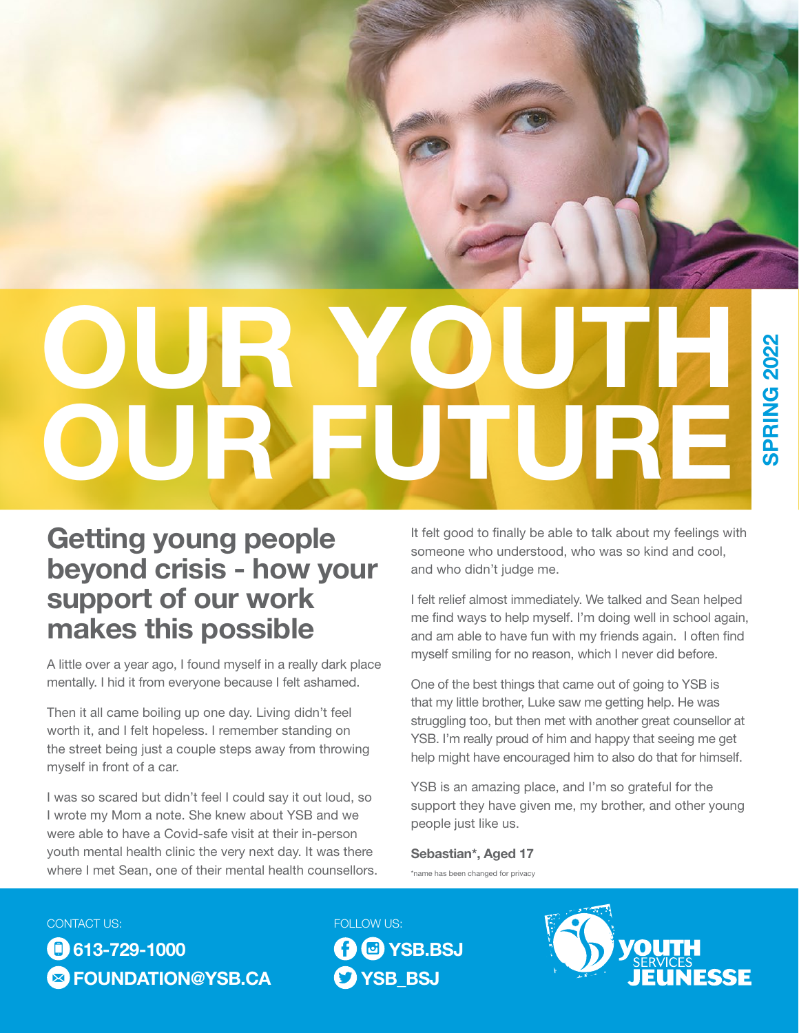# OUR YOUTH OUR FUTURE

SPRING 2022

## Getting young people beyond crisis - how your support of our work makes this possible

A little over a year ago, I found myself in a really dark place mentally. I hid it from everyone because I felt ashamed.

Then it all came boiling up one day. Living didn't feel worth it, and I felt hopeless. I remember standing on the street being just a couple steps away from throwing myself in front of a car.

I was so scared but didn't feel I could say it out loud, so I wrote my Mom a note. She knew about YSB and we were able to have a Covid-safe visit at their in-person youth mental health clinic the very next day. It was there where I met Sean, one of their mental health counsellors.

It felt good to finally be able to talk about my feelings with someone who understood, who was so kind and cool, and who didn't judge me.

I felt relief almost immediately. We talked and Sean helped me find ways to help myself. I'm doing well in school again, and am able to have fun with my friends again. I often find myself smiling for no reason, which I never did before.

One of the best things that came out of going to YSB is that my little brother, Luke saw me getting help. He was struggling too, but then met with another great counsellor at YSB. I'm really proud of him and happy that seeing me get help might have encouraged him to also do that for himself.

YSB is an amazing place, and I'm so grateful for the support they have given me, my brother, and other young people just like us.

**Sebastian*, Aged 17**

*name has been changed for privacy

CONTACT US:

613-729-1000

FOUNDATION@YSB.CA

FOLLOW US:

YSB.BSJ

YSB_BSJ

YOUTH SERVICES JEUNESSE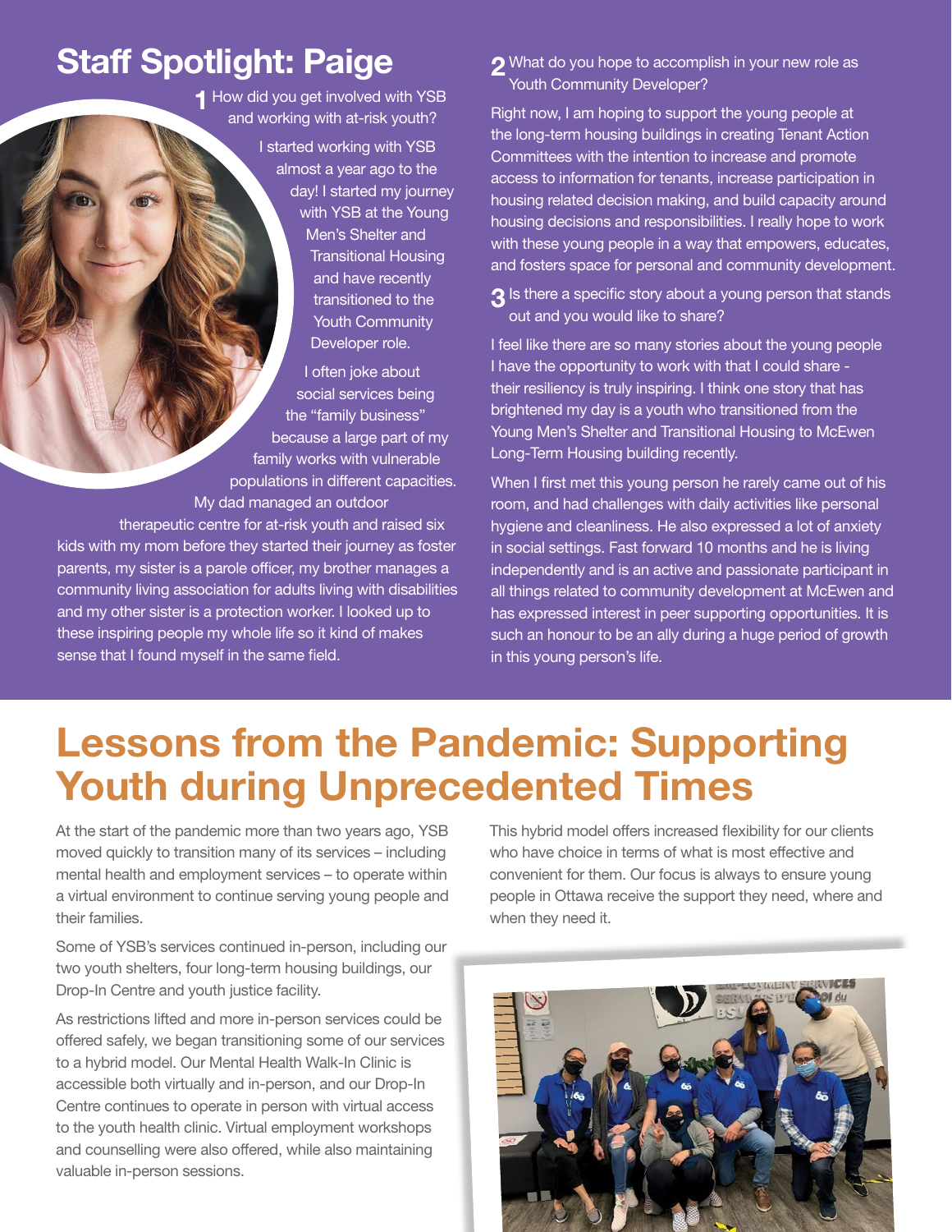## Staff Spotlight: Paige

**1** How did you get involved with YSB and working with at-risk youth?

I started working with YSB almost a year ago to the day! I started my journey with YSB at the Young Men's Shelter and Transitional Housing and have recently transitioned to the Youth Community Developer role.

I often joke about social services being the "family business" because a large part of my family works with vulnerable populations in different capacities. My dad managed an outdoor therapeutic centre for at-risk youth and raised six kids with my mom before they started their journey as foster parents, my sister is a parole officer, my brother manages a community living association for adults living with disabilities and my other sister is a protection worker. I looked up to these inspiring people my whole life so it kind of makes sense that I found myself in the same field.

**2** What do you hope to accomplish in your new role as Youth Community Developer?

Right now, I am hoping to support the young people at the long-term housing buildings in creating Tenant Action Committees with the intention to increase and promote access to information for tenants, increase participation in housing related decision making, and build capacity around housing decisions and responsibilities. I really hope to work with these young people in a way that empowers, educates, and fosters space for personal and community development.

**3** Is there a specific story about a young person that stands out and you would like to share?

I feel like there are so many stories about the young people I have the opportunity to work with that I could share - their resiliency is truly inspiring. I think one story that has brightened my day is a youth who transitioned from the Young Men's Shelter and Transitional Housing to McEwen Long-Term Housing building recently.

When I first met this young person he rarely came out of his room, and had challenges with daily activities like personal hygiene and cleanliness. He also expressed a lot of anxiety in social settings. Fast forward 10 months and he is living independently and is an active and passionate participant in all things related to community development at McEwen and has expressed interest in peer supporting opportunities. It is such an honour to be an ally during a huge period of growth in this young person's life.

# Lessons from the Pandemic: Supporting Youth during Unprecedented Times

At the start of the pandemic more than two years ago, YSB moved quickly to transition many of its services – including mental health and employment services – to operate within a virtual environment to continue serving young people and their families.

Some of YSB's services continued in-person, including our two youth shelters, four long-term housing buildings, our Drop-In Centre and youth justice facility.

As restrictions lifted and more in-person services could be offered safely, we began transitioning some of our services to a hybrid model. Our Mental Health Walk-In Clinic is accessible both virtually and in-person, and our Drop-In Centre continues to operate in person with virtual access to the youth health clinic. Virtual employment workshops and counselling were also offered, while also maintaining valuable in-person sessions.

This hybrid model offers increased flexibility for our clients who have choice in terms of what is most effective and convenient for them. Our focus is always to ensure young people in Ottawa receive the support they need, where and when they need it.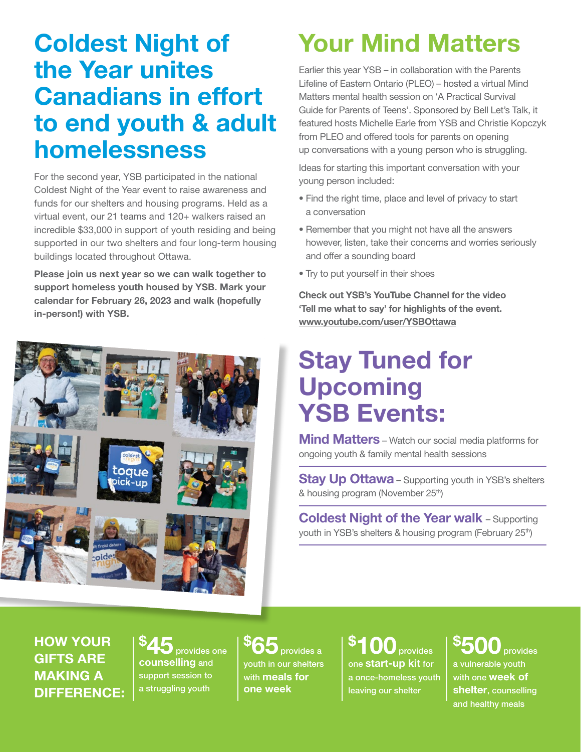# Coldest Night of the Year unites Canadians in effort to end youth & adult homelessness

For the second year, YSB participated in the national Coldest Night of the Year event to raise awareness and funds for our shelters and housing programs. Held as a virtual event, our 21 teams and 120+ walkers raised an incredible $33,000 in support of youth residing and being supported in our two shelters and four long-term housing buildings located throughout Ottawa.

**Please join us next year so we can walk together to support homeless youth housed by YSB. Mark your calendar for February 26, 2023 and walk (hopefully in-person!) with YSB.**

# Your Mind Matters

Earlier this year YSB – in collaboration with the Parents Lifeline of Eastern Ontario (PLEO) – hosted a virtual Mind Matters mental health session on 'A Practical Survival Guide for Parents of Teens'. Sponsored by Bell Let's Talk, it featured hosts Michelle Earle from YSB and Christie Kopczyk from PLEO and offered tools for parents on opening up conversations with a young person who is struggling.

Ideas for starting this important conversation with your young person included:

- Find the right time, place and level of privacy to start a conversation
- Remember that you might not have all the answers however, listen, take their concerns and worries seriously and offer a sounding board
- Try to put yourself in their shoes

**Check out YSB's YouTube Channel for the video 'Tell me what to say' for highlights of the event. www.youtube.com/user/YSBOttawa**

# Stay Tuned for Upcoming YSB Events:

**Mind Matters** – Watch our social media platforms for ongoing youth & family mental health sessions

**Stay Up Ottawa** – Supporting youth in YSB's shelters & housing program (November 25th)

**Coldest Night of the Year walk** – Supporting youth in YSB's shelters & housing program (February 25th)

## HOW YOUR GIFTS ARE MAKING A DIFFERENCE:

- **$45** provides one **counselling** and support session to a struggling youth
- **$65** provides a youth in our shelters with **meals for one week**
- **$100** provides one **start-up kit** for a once-homeless youth leaving our shelter
- **$500** provides a vulnerable youth with one **week of shelter**, counselling and healthy meals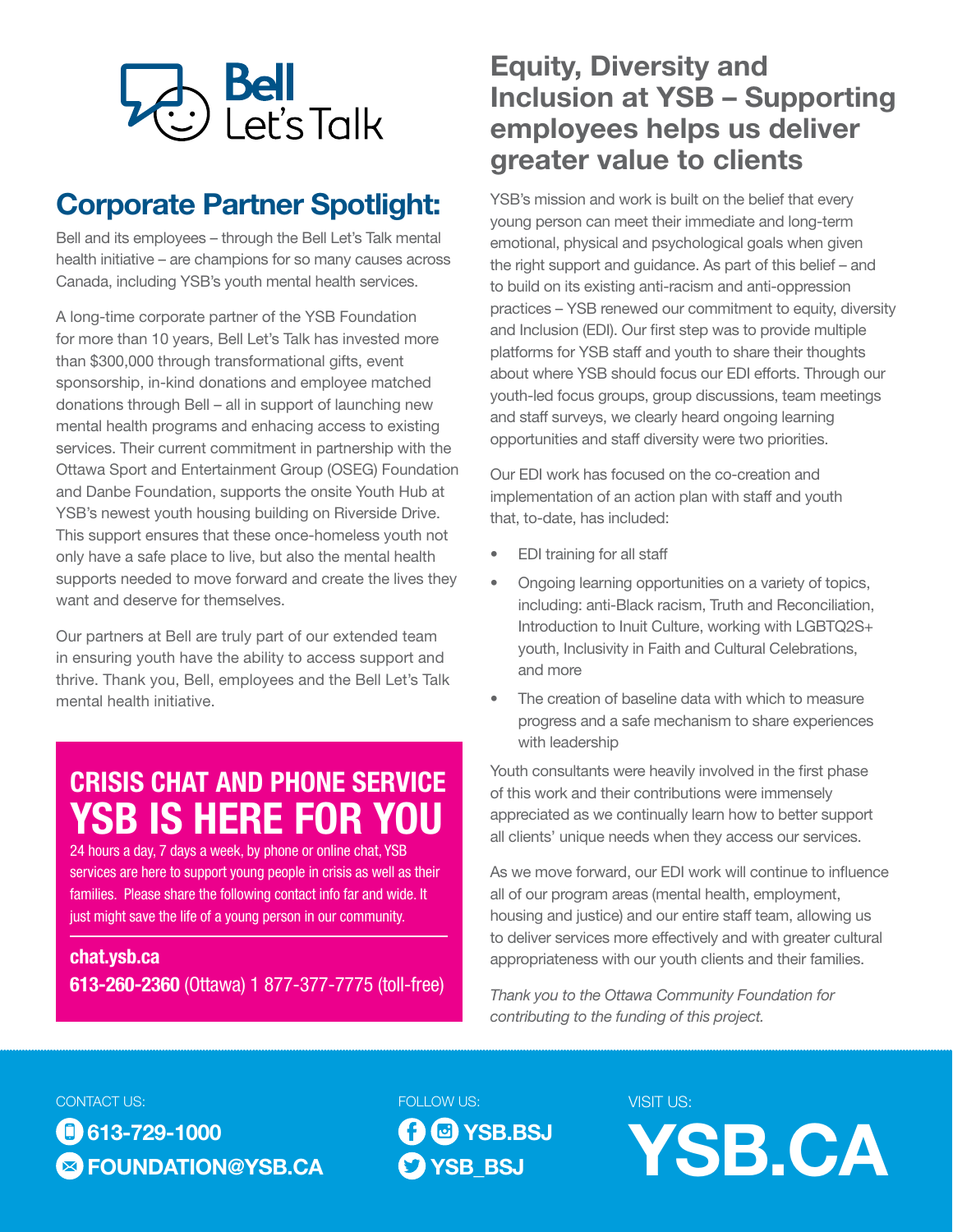Bell Let's Talk

## Corporate Partner Spotlight:

Bell and its employees – through the Bell Let's Talk mental health initiative – are champions for so many causes across Canada, including YSB's youth mental health services.

A long-time corporate partner of the YSB Foundation for more than 10 years, Bell Let's Talk has invested more than $300,000 through transformational gifts, event sponsorship, in-kind donations and employee matched donations through Bell – all in support of launching new mental health programs and enhacing access to existing services. Their current commitment in partnership with the Ottawa Sport and Entertainment Group (OSEG) Foundation and Danbe Foundation, supports the onsite Youth Hub at YSB's newest youth housing building on Riverside Drive. This support ensures that these once-homeless youth not only have a safe place to live, but also the mental health supports needed to move forward and create the lives they want and deserve for themselves.

Our partners at Bell are truly part of our extended team in ensuring youth have the ability to access support and thrive. Thank you, Bell, employees and the Bell Let's Talk mental health initiative.

### CRISIS CHAT AND PHONE SERVICE
## YSB IS HERE FOR YOU

24 hours a day, 7 days a week, by phone or online chat, YSB services are here to support young people in crisis as well as their families. Please share the following contact info far and wide. It just might save the life of a young person in our community.

**chat.ysb.ca**
**613-260-2360** (Ottawa) 1 877-377-7775 (toll-free)

## Equity, Diversity and Inclusion at YSB – Supporting employees helps us deliver greater value to clients

YSB's mission and work is built on the belief that every young person can meet their immediate and long-term emotional, physical and psychological goals when given the right support and guidance. As part of this belief – and to build on its existing anti-racism and anti-oppression practices – YSB renewed our commitment to equity, diversity and Inclusion (EDI). Our first step was to provide multiple platforms for YSB staff and youth to share their thoughts about where YSB should focus our EDI efforts. Through our youth-led focus groups, group discussions, team meetings and staff surveys, we clearly heard ongoing learning opportunities and staff diversity were two priorities.

Our EDI work has focused on the co-creation and implementation of an action plan with staff and youth that, to-date, has included:

- EDI training for all staff
- Ongoing learning opportunities on a variety of topics, including: anti-Black racism, Truth and Reconciliation, Introduction to Inuit Culture, working with LGBTQ2S+ youth, Inclusivity in Faith and Cultural Celebrations, and more
- The creation of baseline data with which to measure progress and a safe mechanism to share experiences with leadership

Youth consultants were heavily involved in the first phase of this work and their contributions were immensely appreciated as we continually learn how to better support all clients' unique needs when they access our services.

As we move forward, our EDI work will continue to influence all of our program areas (mental health, employment, housing and justice) and our entire staff team, allowing us to deliver services more effectively and with greater cultural appropriateness with our youth clients and their families.

*Thank you to the Ottawa Community Foundation for contributing to the funding of this project.*

CONTACT US:
613-729-1000
FOUNDATION@YSB.CA

FOLLOW US:
YSB.BSJ
YSB_BSJ

VISIT US:
YSB.CA